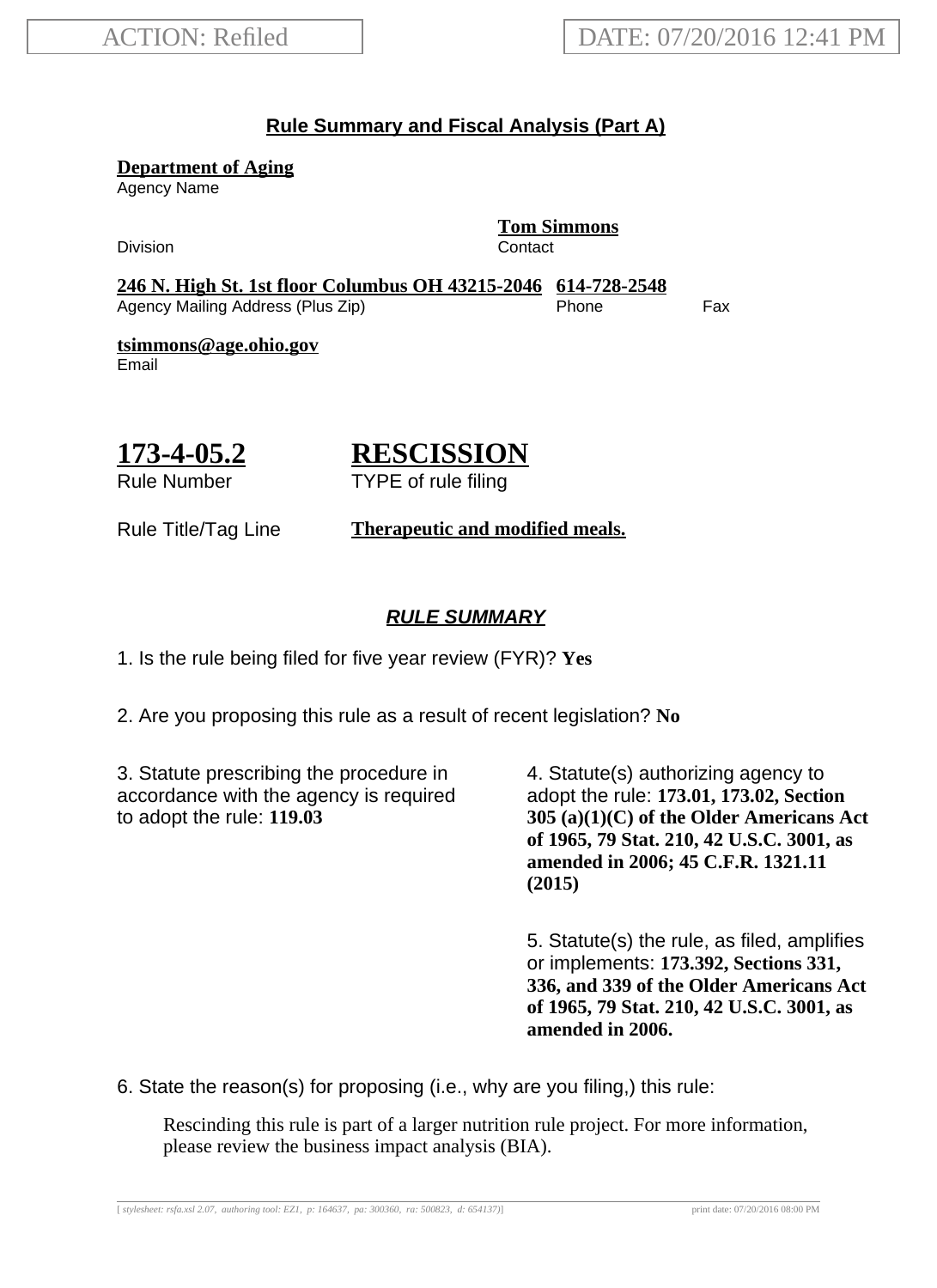ACTION: Refiled | DATE: 07/20/2016 12:41 PM

## Rule Summary and Fiscal Analysis (Part A)

**Department of Aging**
Agency Name

Division

**Tom Simmons**
Contact

**246 N. High St. 1st floor Columbus OH 43215-2046**
Agency Mailing Address (Plus Zip)

**614-728-2548**
Phone

Fax

**tsimmons@age.ohio.gov**
Email

# 173-4-05.2
Rule Number

# RESCISSION
TYPE of rule filing

Rule Title/Tag Line **Therapeutic and modified meals.**

### *RULE SUMMARY*

1. Is the rule being filed for five year review (FYR)? **Yes**

2. Are you proposing this rule as a result of recent legislation? **No**

3. Statute prescribing the procedure in accordance with the agency is required to adopt the rule: **119.03**

4. Statute(s) authorizing agency to adopt the rule: **173.01, 173.02, Section 305 (a)(1)(C) of the Older Americans Act of 1965, 79 Stat. 210, 42 U.S.C. 3001, as amended in 2006; 45 C.F.R. 1321.11 (2015)**

5. Statute(s) the rule, as filed, amplifies or implements: **173.392, Sections 331, 336, and 339 of the Older Americans Act of 1965, 79 Stat. 210, 42 U.S.C. 3001, as amended in 2006.**

6. State the reason(s) for proposing (i.e., why are you filing,) this rule:

Rescinding this rule is part of a larger nutrition rule project. For more information, please review the business impact analysis (BIA).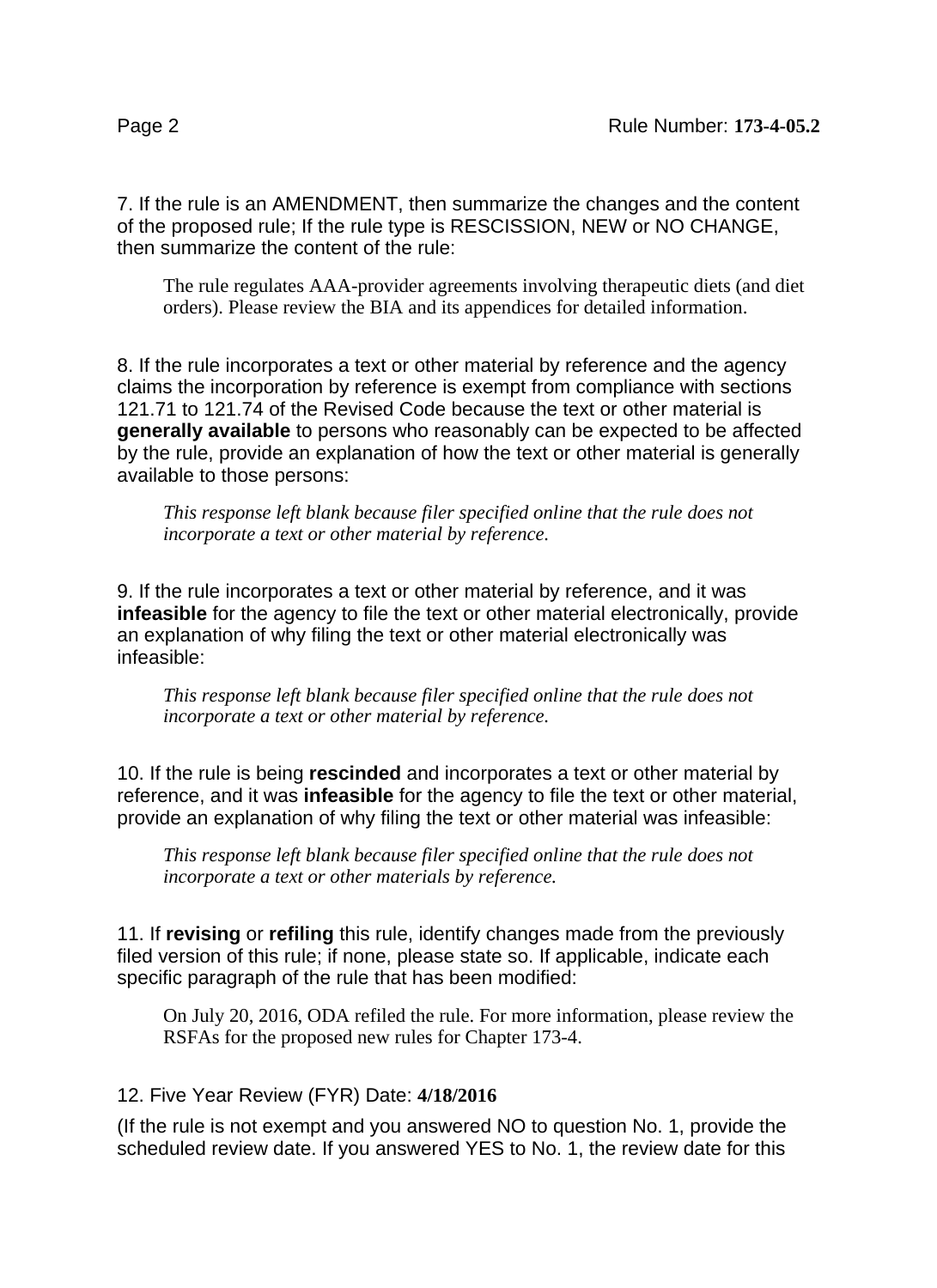7. If the rule is an AMENDMENT, then summarize the changes and the content of the proposed rule; If the rule type is RESCISSION, NEW or NO CHANGE, then summarize the content of the rule:

The rule regulates AAA-provider agreements involving therapeutic diets (and diet orders). Please review the BIA and its appendices for detailed information.

8. If the rule incorporates a text or other material by reference and the agency claims the incorporation by reference is exempt from compliance with sections 121.71 to 121.74 of the Revised Code because the text or other material is **generally available** to persons who reasonably can be expected to be affected by the rule, provide an explanation of how the text or other material is generally available to those persons:

*This response left blank because filer specified online that the rule does not incorporate a text or other material by reference.*

9. If the rule incorporates a text or other material by reference, and it was **infeasible** for the agency to file the text or other material electronically, provide an explanation of why filing the text or other material electronically was infeasible:

*This response left blank because filer specified online that the rule does not incorporate a text or other material by reference.*

10. If the rule is being **rescinded** and incorporates a text or other material by reference, and it was **infeasible** for the agency to file the text or other material, provide an explanation of why filing the text or other material was infeasible:

*This response left blank because filer specified online that the rule does not incorporate a text or other materials by reference.*

11. If **revising** or **refiling** this rule, identify changes made from the previously filed version of this rule; if none, please state so. If applicable, indicate each specific paragraph of the rule that has been modified:

On July 20, 2016, ODA refiled the rule. For more information, please review the RSFAs for the proposed new rules for Chapter 173-4.

12. Five Year Review (FYR) Date: **4/18/2016**

(If the rule is not exempt and you answered NO to question No. 1, provide the scheduled review date. If you answered YES to No. 1, the review date for this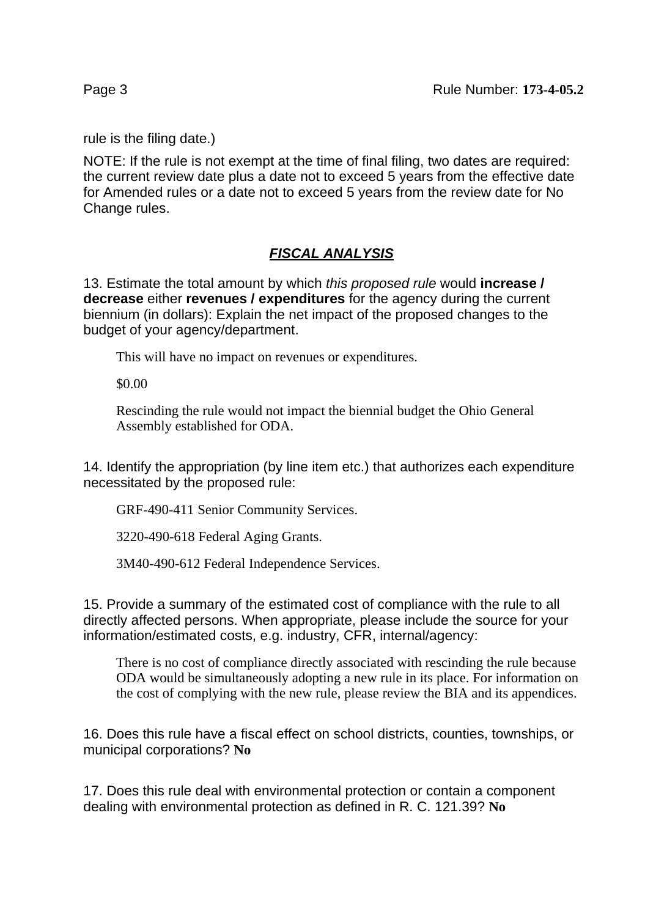rule is the filing date.)

NOTE: If the rule is not exempt at the time of final filing, two dates are required: the current review date plus a date not to exceed 5 years from the effective date for Amended rules or a date not to exceed 5 years from the review date for No Change rules.

## ***FISCAL ANALYSIS***

13. Estimate the total amount by which *this proposed rule* would **increase / decrease** either **revenues / expenditures** for the agency during the current biennium (in dollars): Explain the net impact of the proposed changes to the budget of your agency/department.

> This will have no impact on revenues or expenditures.
>
> $0.00
>
> Rescinding the rule would not impact the biennial budget the Ohio General Assembly established for ODA.

14. Identify the appropriation (by line item etc.) that authorizes each expenditure necessitated by the proposed rule:

> GRF-490-411 Senior Community Services.
>
> 3220-490-618 Federal Aging Grants.
>
> 3M40-490-612 Federal Independence Services.

15. Provide a summary of the estimated cost of compliance with the rule to all directly affected persons. When appropriate, please include the source for your information/estimated costs, e.g. industry, CFR, internal/agency:

> There is no cost of compliance directly associated with rescinding the rule because ODA would be simultaneously adopting a new rule in its place. For information on the cost of complying with the new rule, please review the BIA and its appendices.

16. Does this rule have a fiscal effect on school districts, counties, townships, or municipal corporations? **No**

17. Does this rule deal with environmental protection or contain a component dealing with environmental protection as defined in R. C. 121.39? **No**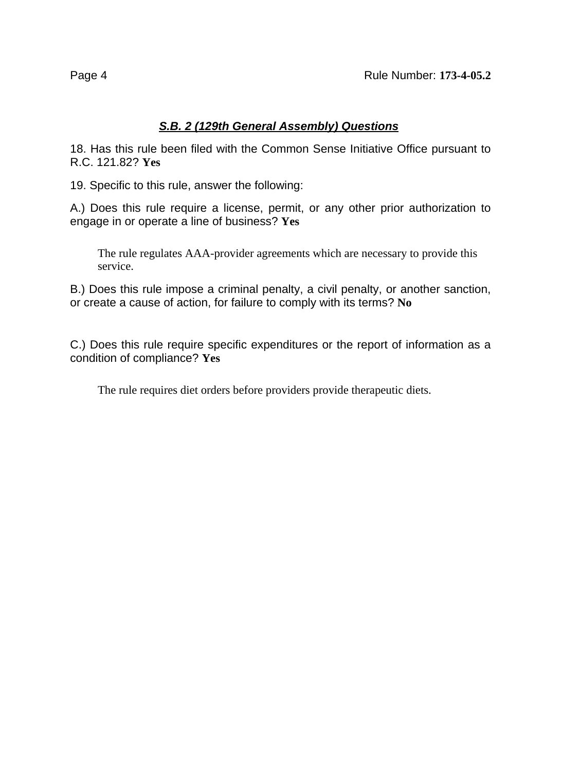## ***S.B. 2 (129th General Assembly) Questions***

18. Has this rule been filed with the Common Sense Initiative Office pursuant to R.C. 121.82? **Yes**

19. Specific to this rule, answer the following:

A.) Does this rule require a license, permit, or any other prior authorization to engage in or operate a line of business? **Yes**

> The rule regulates AAA-provider agreements which are necessary to provide this service.

B.) Does this rule impose a criminal penalty, a civil penalty, or another sanction, or create a cause of action, for failure to comply with its terms? **No**

C.) Does this rule require specific expenditures or the report of information as a condition of compliance? **Yes**

> The rule requires diet orders before providers provide therapeutic diets.